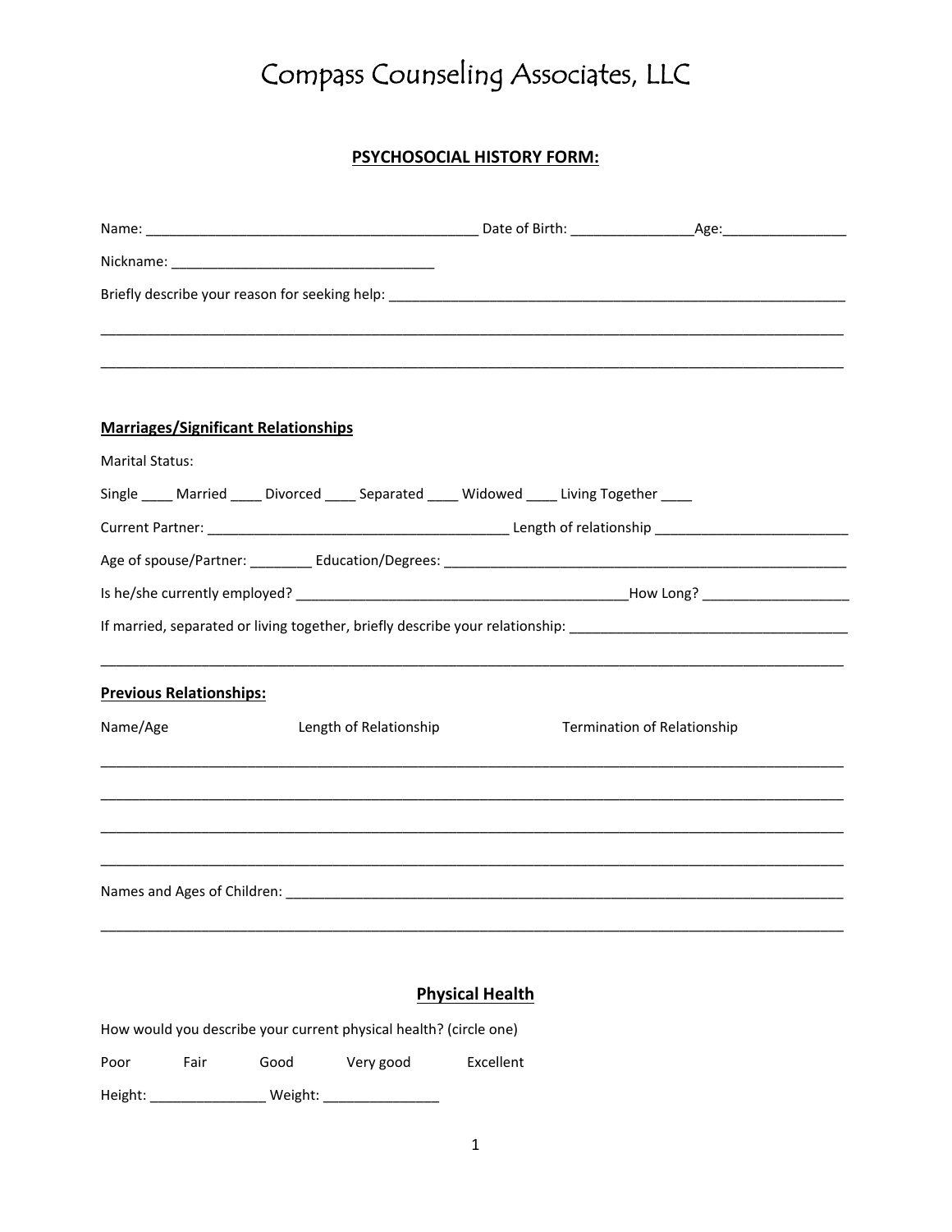# Compass Counseling Associates, LLC

## PSYCHOSOCIAL HISTORY FORM:

Name: ___________________________________________ Date of Birth: ________________Age:________________

Nickname: __________________________________

Briefly describe your reason for seeking help: ____________________________________________________________

______________________________________________________________________________________________

______________________________________________________________________________________________

### Marriages/Significant Relationships

Marital Status:

Single ____ Married ____ Divorced ____ Separated ____ Widowed ____ Living Together ____

Current Partner: _______________________________________ Length of relationship _________________________

Age of spouse/Partner: ________ Education/Degrees: ______________________________________________________

Is he/she currently employed? ___________________________________________How Long? ___________________

If married, separated or living together, briefly describe your relationship: ____________________________________

______________________________________________________________________________________________

### Previous Relationships:

| Name/Age | Length of Relationship | Termination of Relationship |
|---|---|---|
| | | |
| | | |
| | | |
| | | |

Names and Ages of Children: _________________________________________________________________________

______________________________________________________________________________________________

## Physical Health

How would you describe your current physical health? (circle one)

Poor Fair Good Very good Excellent

Height: _______________ Weight: _______________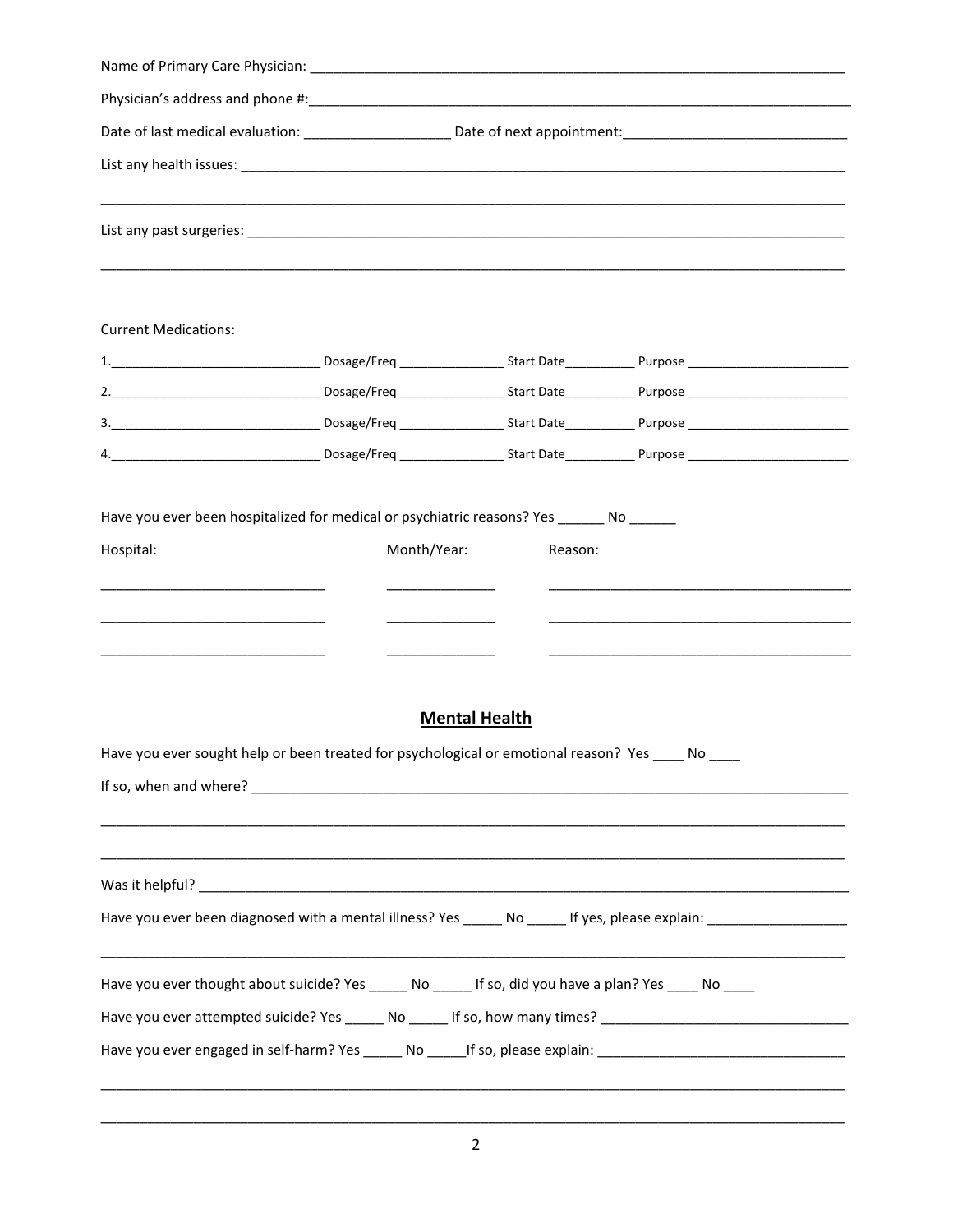Name of Primary Care Physician: ______________________________________________________________________

Physician's address and phone #:______________________________________________________________________

Date of last medical evaluation: ___________________ Date of next appointment:_____________________________

List any health issues: ______________________________________________________________________________

_____________________________________________________________________________________________

List any past surgeries: ______________________________________________________________________________

_____________________________________________________________________________________________

Current Medications:

1.______________________________ Dosage/Freq _______________ Start Date__________ Purpose _______________________

2.______________________________ Dosage/Freq _______________ Start Date__________ Purpose _______________________

3.______________________________ Dosage/Freq _______________ Start Date__________ Purpose _______________________

4.______________________________ Dosage/Freq _______________ Start Date__________ Purpose _______________________

Have you ever been hospitalized for medical or psychiatric reasons? Yes ______ No ______

| Hospital: | Month/Year: | Reason: |
|---|---|---|
| _____________________________ | ______________ | ________________________________________ |
| _____________________________ | ______________ | ________________________________________ |
| _____________________________ | ______________ | ________________________________________ |

## Mental Health

Have you ever sought help or been treated for psychological or emotional reason? Yes ____ No ____

If so, when and where? ______________________________________________________________________________

_____________________________________________________________________________________________

_____________________________________________________________________________________________

Was it helpful? _____________________________________________________________________________________

Have you ever been diagnosed with a mental illness? Yes _____ No _____ If yes, please explain: __________________

_____________________________________________________________________________________________

Have you ever thought about suicide? Yes _____ No _____ If so, did you have a plan? Yes ____ No ____

Have you ever attempted suicide? Yes _____ No _____ If so, how many times? ________________________________

Have you ever engaged in self-harm? Yes _____ No _____If so, please explain: ________________________________

_____________________________________________________________________________________________

_____________________________________________________________________________________________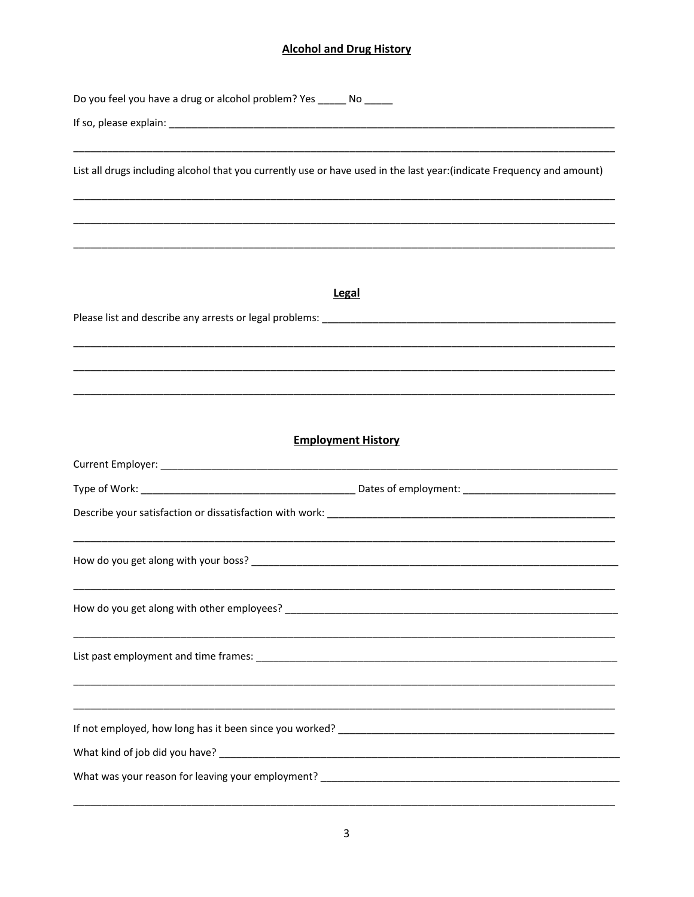## Alcohol and Drug History

Do you feel you have a drug or alcohol problem? Yes _____ No _____

If so, please explain: ____________________________________________________________________________

____________________________________________________________________________________________

List all drugs including alcohol that you currently use or have used in the last year:(indicate Frequency and amount)

____________________________________________________________________________________________

____________________________________________________________________________________________

____________________________________________________________________________________________

## Legal

Please list and describe any arrests or legal problems: ______________________________________________

____________________________________________________________________________________________

____________________________________________________________________________________________

____________________________________________________________________________________________

## Employment History

Current Employer: __________________________________________________________________________

Type of Work: ___________________________________ Dates of employment: _________________________

Describe your satisfaction or dissatisfaction with work: ______________________________________________

____________________________________________________________________________________________

How do you get along with your boss? __________________________________________________________

____________________________________________________________________________________________

How do you get along with other employees? _____________________________________________________

____________________________________________________________________________________________

List past employment and time frames: _________________________________________________________

____________________________________________________________________________________________

____________________________________________________________________________________________

If not employed, how long has it been since you worked? ____________________________________________

What kind of job did you have? ________________________________________________________________

What was your reason for leaving your employment? _______________________________________________

____________________________________________________________________________________________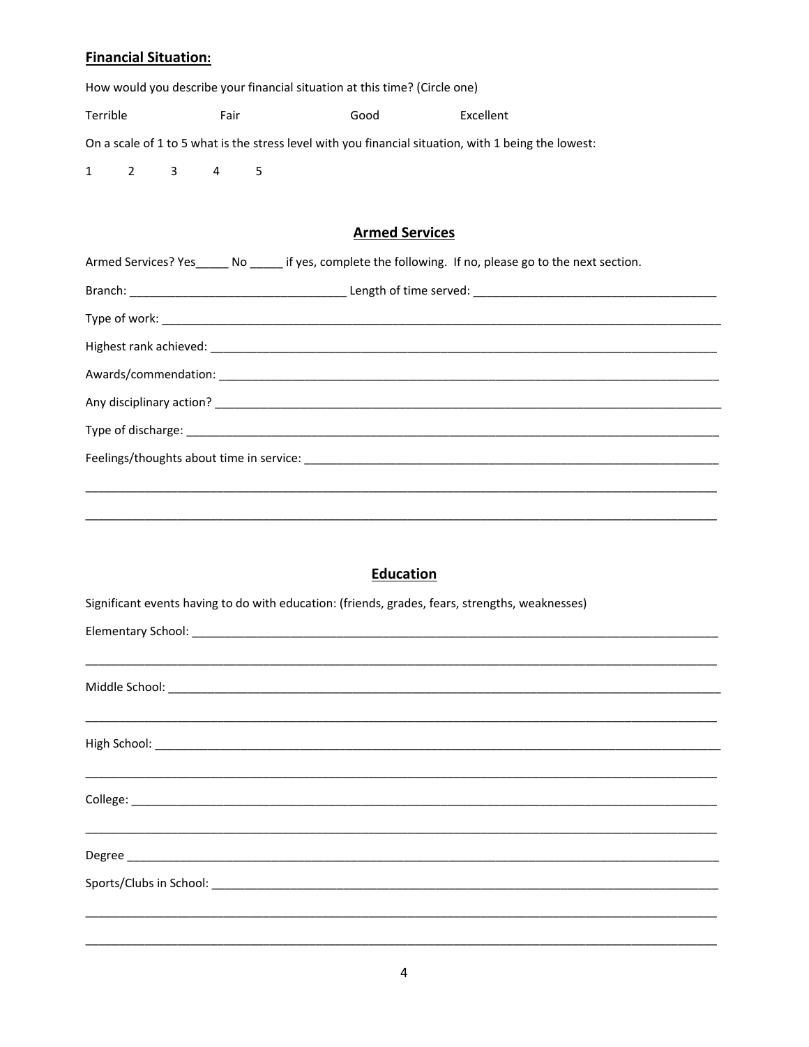**Financial Situation:**

How would you describe your financial situation at this time? (Circle one)

Terrible Fair Good Excellent

On a scale of 1 to 5 what is the stress level with you financial situation, with 1 being the lowest:

1 2 3 4 5

## Armed Services

Armed Services? Yes_____ No _____ if yes, complete the following. If no, please go to the next section.

Branch: ________________________________ Length of time served: ____________________________________

Type of work: ___________________________________________________________________________________

Highest rank achieved: ____________________________________________________________________________

Awards/commendation: ____________________________________________________________________________

Any disciplinary action? ___________________________________________________________________________

Type of discharge: ________________________________________________________________________________

Feelings/thoughts about time in service: ______________________________________________________________

_______________________________________________________________________________________________

_______________________________________________________________________________________________

## Education

Significant events having to do with education: (friends, grades, fears, strengths, weaknesses)

Elementary School: ________________________________________________________________________________

_______________________________________________________________________________________________

Middle School: ___________________________________________________________________________________

_______________________________________________________________________________________________

High School: _____________________________________________________________________________________

_______________________________________________________________________________________________

College: ________________________________________________________________________________________

_______________________________________________________________________________________________

Degree _________________________________________________________________________________________

Sports/Clubs in School: ____________________________________________________________________________

_______________________________________________________________________________________________

_______________________________________________________________________________________________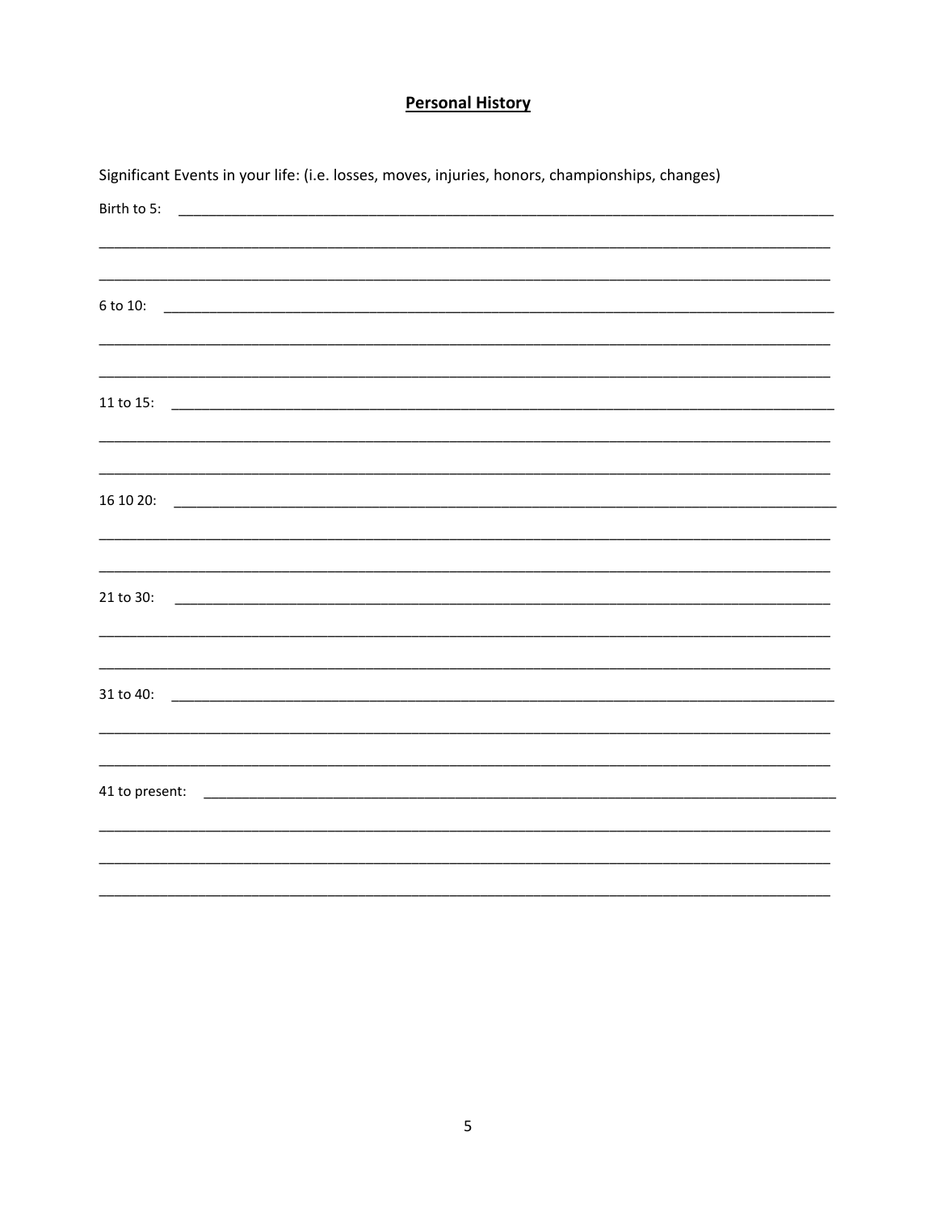## **Personal History**

Significant Events in your life: (i.e. losses, moves, injuries, honors, championships, changes)

Birth to 5: ___________________________________________________________________________

______________________________________________________________________________________

______________________________________________________________________________________

6 to 10: ______________________________________________________________________________

______________________________________________________________________________________

______________________________________________________________________________________

11 to 15: _____________________________________________________________________________

______________________________________________________________________________________

______________________________________________________________________________________

16 10 20: _____________________________________________________________________________

______________________________________________________________________________________

______________________________________________________________________________________

21 to 30: _____________________________________________________________________________

______________________________________________________________________________________

______________________________________________________________________________________

31 to 40: _____________________________________________________________________________

______________________________________________________________________________________

______________________________________________________________________________________

41 to present: _________________________________________________________________________

______________________________________________________________________________________

______________________________________________________________________________________

______________________________________________________________________________________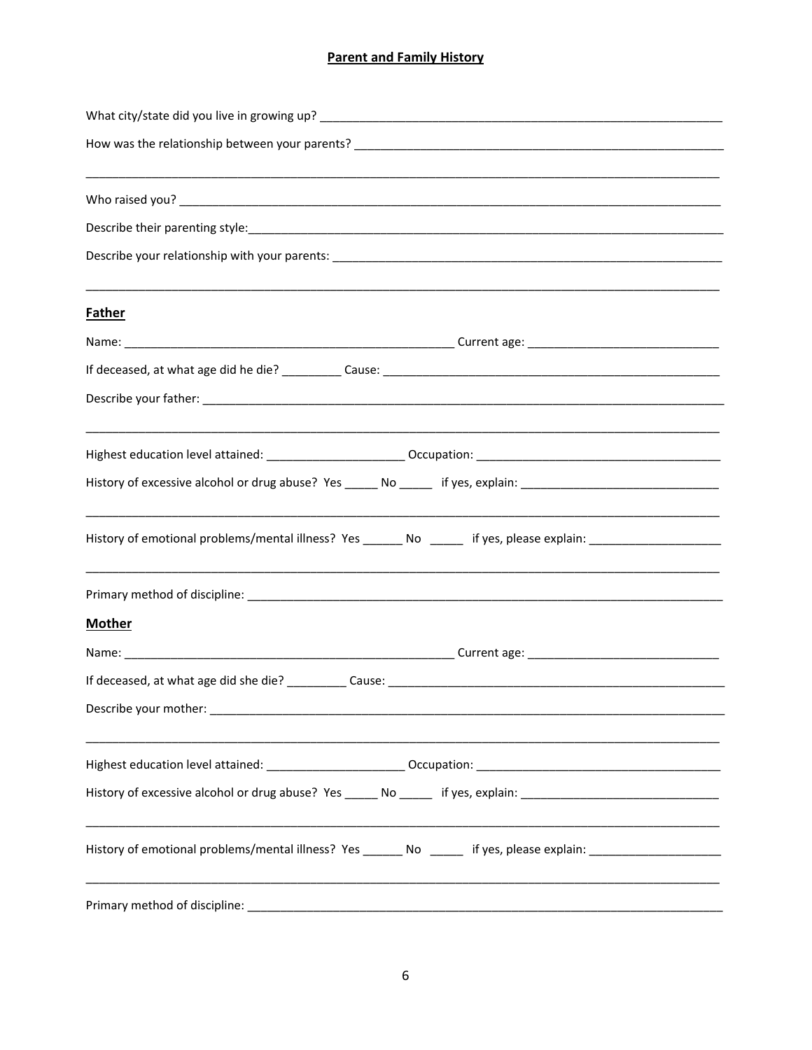## Parent and Family History

What city/state did you live in growing up? ___________________________________________________________

How was the relationship between your parents? _______________________________________________________

_______________________________________________________________________________________________

Who raised you? _________________________________________________________________________________

Describe their parenting style:_____________________________________________________________________

Describe your relationship with your parents: _________________________________________________________

_______________________________________________________________________________________________

### Father

Name: ______________________________________________ Current age: __________________________

If deceased, at what age did he die? _________ Cause: _________________________________________________

Describe your father: ____________________________________________________________________________

_______________________________________________________________________________________________

Highest education level attained: ____________________ Occupation: ___________________________________

History of excessive alcohol or drug abuse? Yes _____ No _____ if yes, explain: ____________________________

_______________________________________________________________________________________________

History of emotional problems/mental illness? Yes ______ No _____ if yes, please explain: ___________________

_______________________________________________________________________________________________

Primary method of discipline: ______________________________________________________________________

### Mother

Name: ______________________________________________ Current age: __________________________

If deceased, at what age did she die? _________ Cause: _________________________________________________

Describe your mother: ___________________________________________________________________________

_______________________________________________________________________________________________

Highest education level attained: ____________________ Occupation: ___________________________________

History of excessive alcohol or drug abuse? Yes _____ No _____ if yes, explain: ____________________________

_______________________________________________________________________________________________

History of emotional problems/mental illness? Yes ______ No _____ if yes, please explain: ___________________

_______________________________________________________________________________________________

Primary method of discipline: ______________________________________________________________________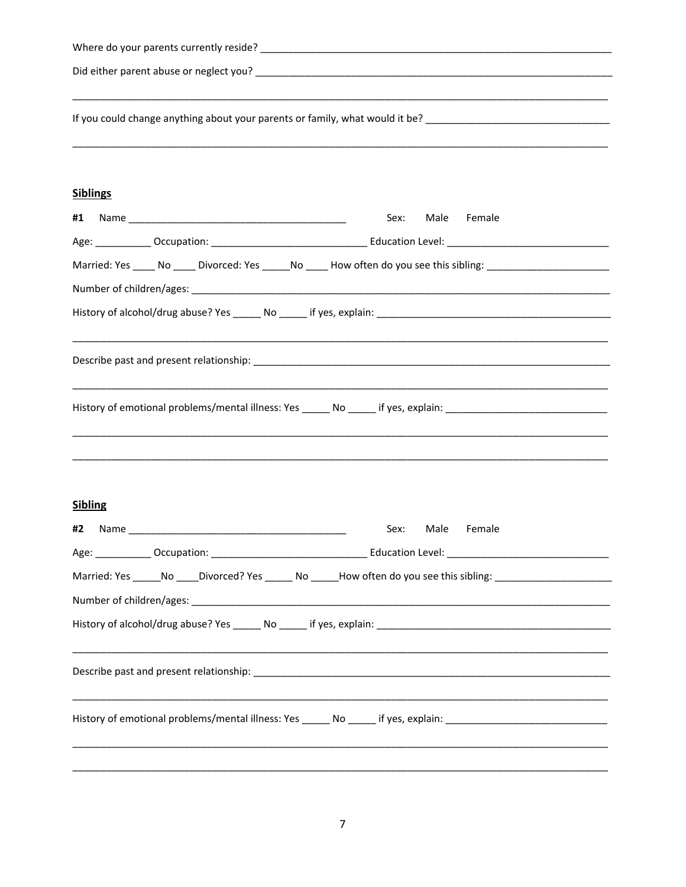Where do your parents currently reside? ___________________________________________________________________

Did either parent abuse or neglect you? ___________________________________________________________________

_____________________________________________________________________________________________________

If you could change anything about your parents or family, what would it be? _________________________________

_____________________________________________________________________________________________________

**Siblings**

**#1** Name ________________________________________ Sex: Male Female

Age: __________ Occupation: ___________________________ Education Level: _____________________________

Married: Yes ____ No ____ Divorced: Yes _____No ____ How often do you see this sibling: _____________________

Number of children/ages: ___________________________________________________________________________

History of alcohol/drug abuse? Yes _____ No _____ if yes, explain: __________________________________________

_____________________________________________________________________________________________________

Describe past and present relationship: _______________________________________________________________

_____________________________________________________________________________________________________

History of emotional problems/mental illness: Yes _____ No _____ if yes, explain: _____________________________

_____________________________________________________________________________________________________

_____________________________________________________________________________________________________

**Sibling**

**#2** Name ________________________________________ Sex: Male Female

Age: __________ Occupation: ___________________________ Education Level: _____________________________

Married: Yes _____No ____Divorced? Yes _____ No _____How often do you see this sibling: _____________________

Number of children/ages: ___________________________________________________________________________

History of alcohol/drug abuse? Yes _____ No _____ if yes, explain: __________________________________________

_____________________________________________________________________________________________________

Describe past and present relationship: _______________________________________________________________

_____________________________________________________________________________________________________

History of emotional problems/mental illness: Yes _____ No _____ if yes, explain: _____________________________

_____________________________________________________________________________________________________

_____________________________________________________________________________________________________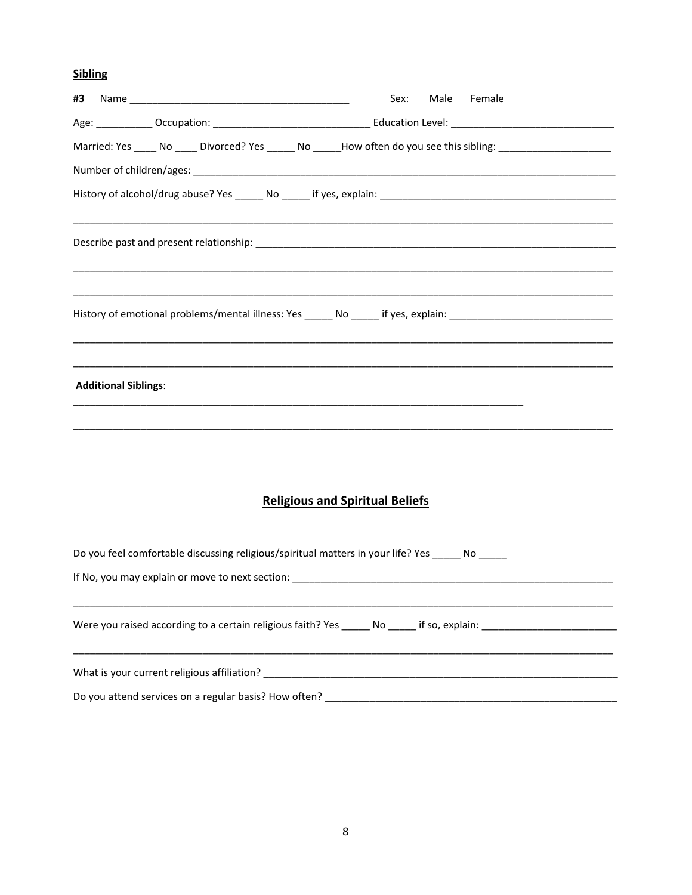**Sibling**

**#3** Name ______________________________________ Sex: Male Female

Age: __________ Occupation: ___________________________ Education Level: ____________________________

Married: Yes ____ No ____ Divorced? Yes _____ No _____How often do you see this sibling: ____________________

Number of children/ages: ___________________________________________________________________________

History of alcohol/drug abuse? Yes _____ No _____ if yes, explain: __________________________________________

_____________________________________________________________________________________________

Describe past and present relationship: _______________________________________________________________

_____________________________________________________________________________________________

_____________________________________________________________________________________________

History of emotional problems/mental illness: Yes _____ No _____ if yes, explain: _____________________________

_____________________________________________________________________________________________

_____________________________________________________________________________________________

**Additional Siblings**:

___________________________________________________________________________

_____________________________________________________________________________________________

## Religious and Spiritual Beliefs

Do you feel comfortable discussing religious/spiritual matters in your life? Yes _____ No _____

If No, you may explain or move to next section: ___________________________________________________________

_____________________________________________________________________________________________

Were you raised according to a certain religious faith? Yes _____ No _____ if so, explain: ________________________

_____________________________________________________________________________________________

What is your current religious affiliation? _________________________________________________________________

Do you attend services on a regular basis? How often? _____________________________________________________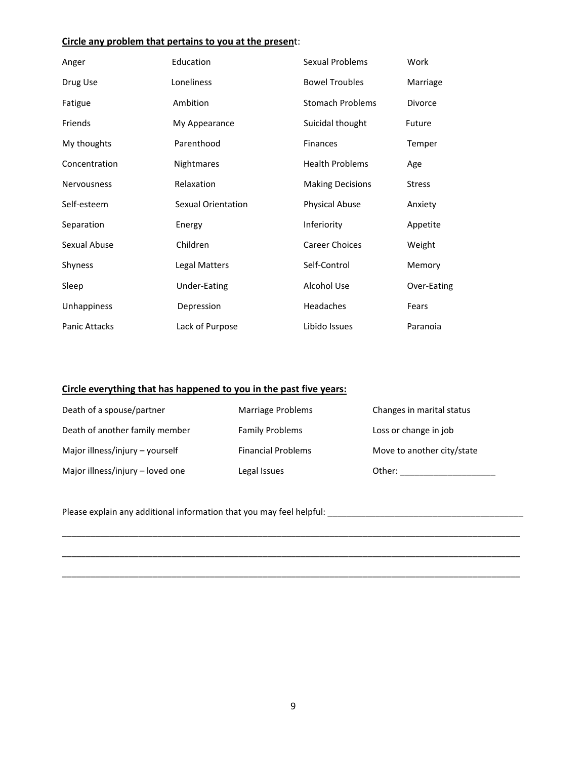**Circle any problem that pertains to you at the present:**

| | | | |
|---|---|---|---|
| Anger | Education | Sexual Problems | Work |
| Drug Use | Loneliness | Bowel Troubles | Marriage |
| Fatigue | Ambition | Stomach Problems | Divorce |
| Friends | My Appearance | Suicidal thought | Future |
| My thoughts | Parenthood | Finances | Temper |
| Concentration | Nightmares | Health Problems | Age |
| Nervousness | Relaxation | Making Decisions | Stress |
| Self-esteem | Sexual Orientation | Physical Abuse | Anxiety |
| Separation | Energy | Inferiority | Appetite |
| Sexual Abuse | Children | Career Choices | Weight |
| Shyness | Legal Matters | Self-Control | Memory |
| Sleep | Under-Eating | Alcohol Use | Over-Eating |
| Unhappiness | Depression | Headaches | Fears |
| Panic Attacks | Lack of Purpose | Libido Issues | Paranoia |

**Circle everything that has happened to you in the past five years:**

| | | |
|---|---|---|
| Death of a spouse/partner | Marriage Problems | Changes in marital status |
| Death of another family member | Family Problems | Loss or change in job |
| Major illness/injury – yourself | Financial Problems | Move to another city/state |
| Major illness/injury – loved one | Legal Issues | Other: ___________________ |

Please explain any additional information that you may feel helpful: ________________________________________

_____________________________________________________________________________________________

_____________________________________________________________________________________________

_____________________________________________________________________________________________